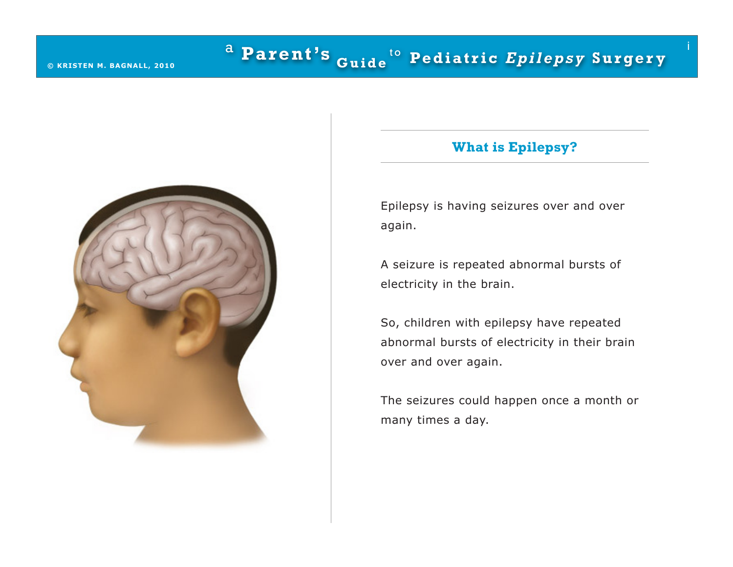## What is Epilepsy?

Epilepsy is having seizures over and over again.

A seizure is repeated abnormal bursts of electricity in the brain.

So, children with epilepsy have repeated abnormal bursts of electricity in their brain over and over again.

The seizures could happen once a month or many times a day.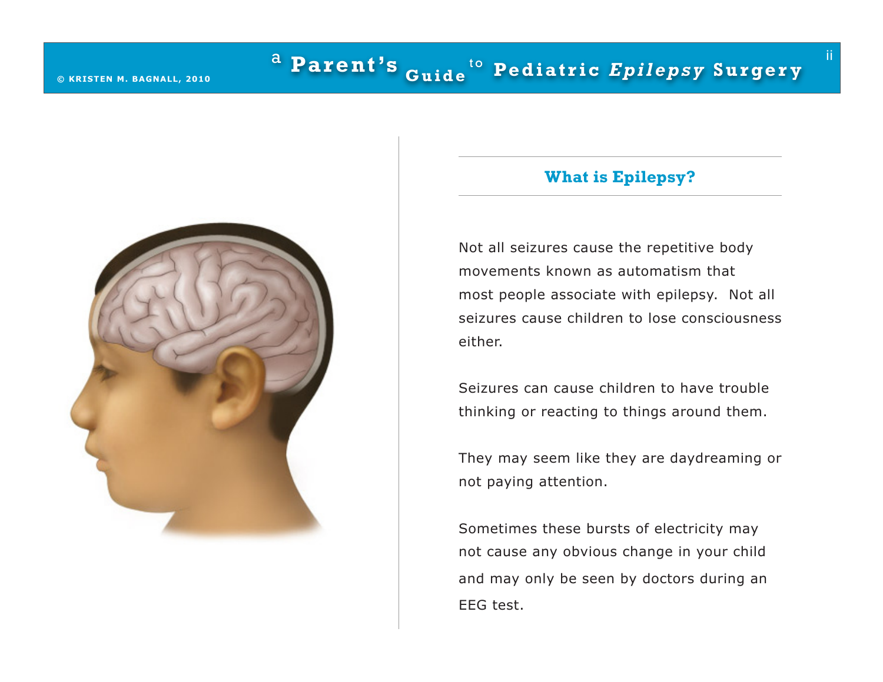## What is Epilepsy?

Not all seizures cause the repetitive body movements known as automatism that most people associate with epilepsy. Not all seizures cause children to lose consciousness either.

Seizures can cause children to have trouble thinking or reacting to things around them.

They may seem like they are daydreaming or not paying attention.

Sometimes these bursts of electricity may not cause any obvious change in your child and may only be seen by doctors during an EEG test.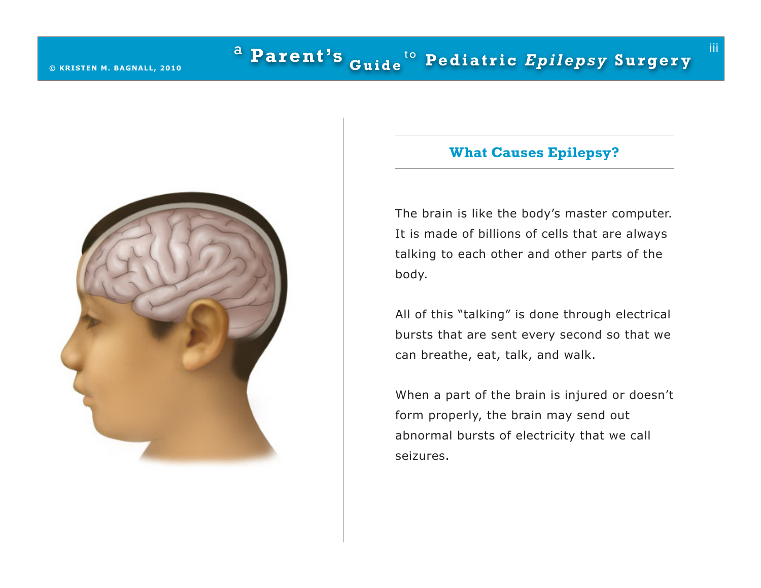## What Causes Epilepsy?

The brain is like the body's master computer. It is made of billions of cells that are always talking to each other and other parts of the body.

All of this "talking" is done through electrical bursts that are sent every second so that we can breathe, eat, talk, and walk.

When a part of the brain is injured or doesn't form properly, the brain may send out abnormal bursts of electricity that we call seizures.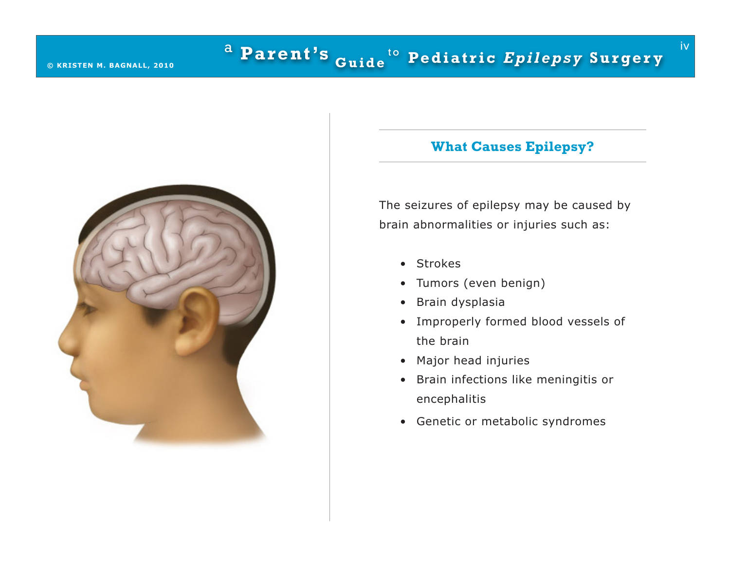## What Causes Epilepsy?

The seizures of epilepsy may be caused by brain abnormalities or injuries such as:

- Strokes
- Tumors (even benign)
- Brain dysplasia
- Improperly formed blood vessels of the brain
- Major head injuries
- Brain infections like meningitis or encephalitis
- Genetic or metabolic syndromes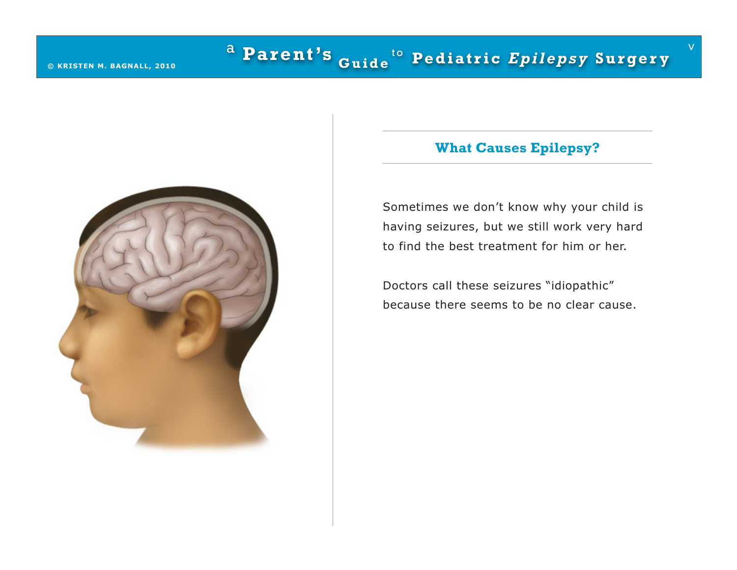## What Causes Epilepsy?

Sometimes we don't know why your child is having seizures, but we still work very hard to find the best treatment for him or her.

Doctors call these seizures "idiopathic" because there seems to be no clear cause.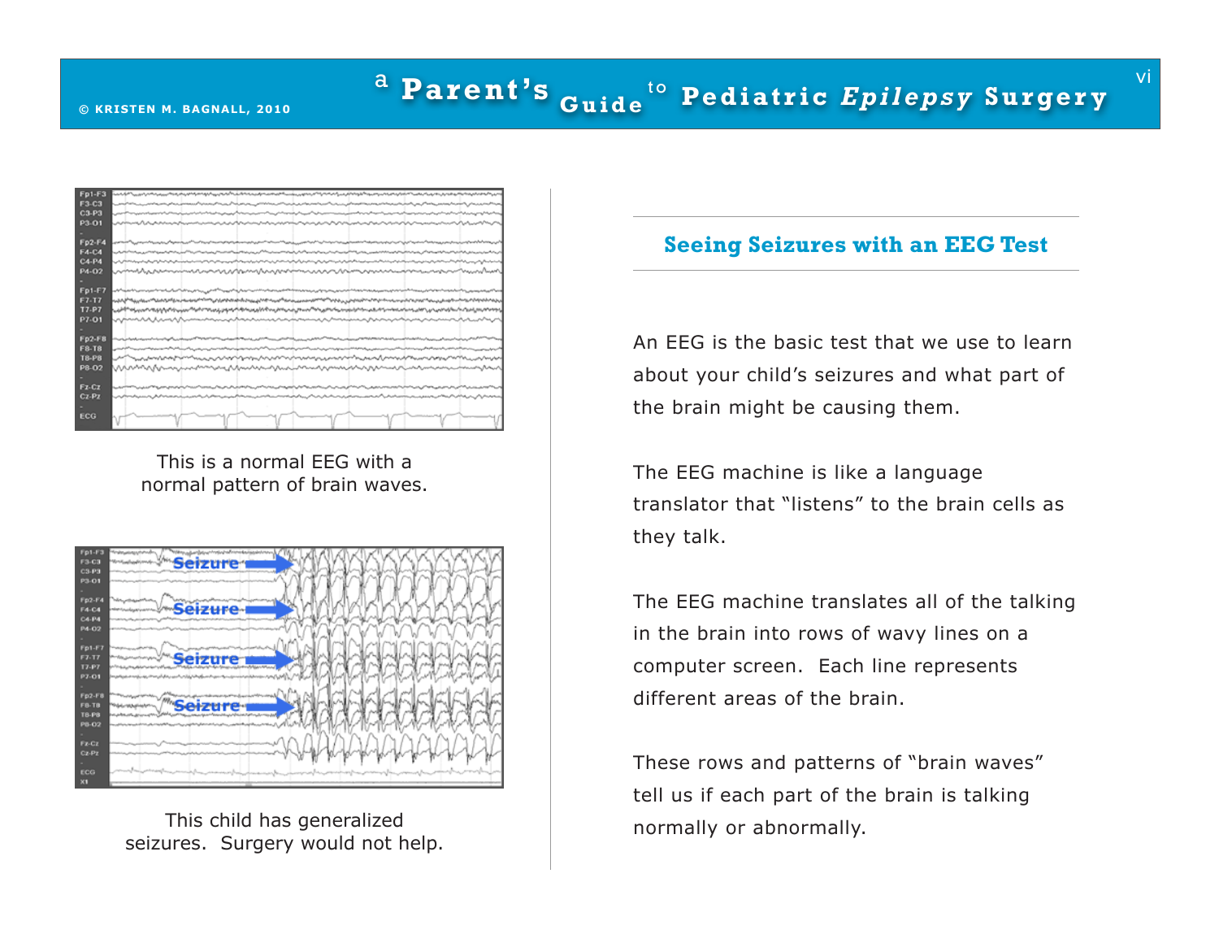This is a normal EEG with a normal pattern of brain waves.

This child has generalized seizures. Surgery would not help.

## Seeing Seizures with an EEG Test

An EEG is the basic test that we use to learn about your child's seizures and what part of the brain might be causing them.

The EEG machine is like a language translator that "listens" to the brain cells as they talk.

The EEG machine translates all of the talking in the brain into rows of wavy lines on a computer screen. Each line represents different areas of the brain.

These rows and patterns of "brain waves" tell us if each part of the brain is talking normally or abnormally.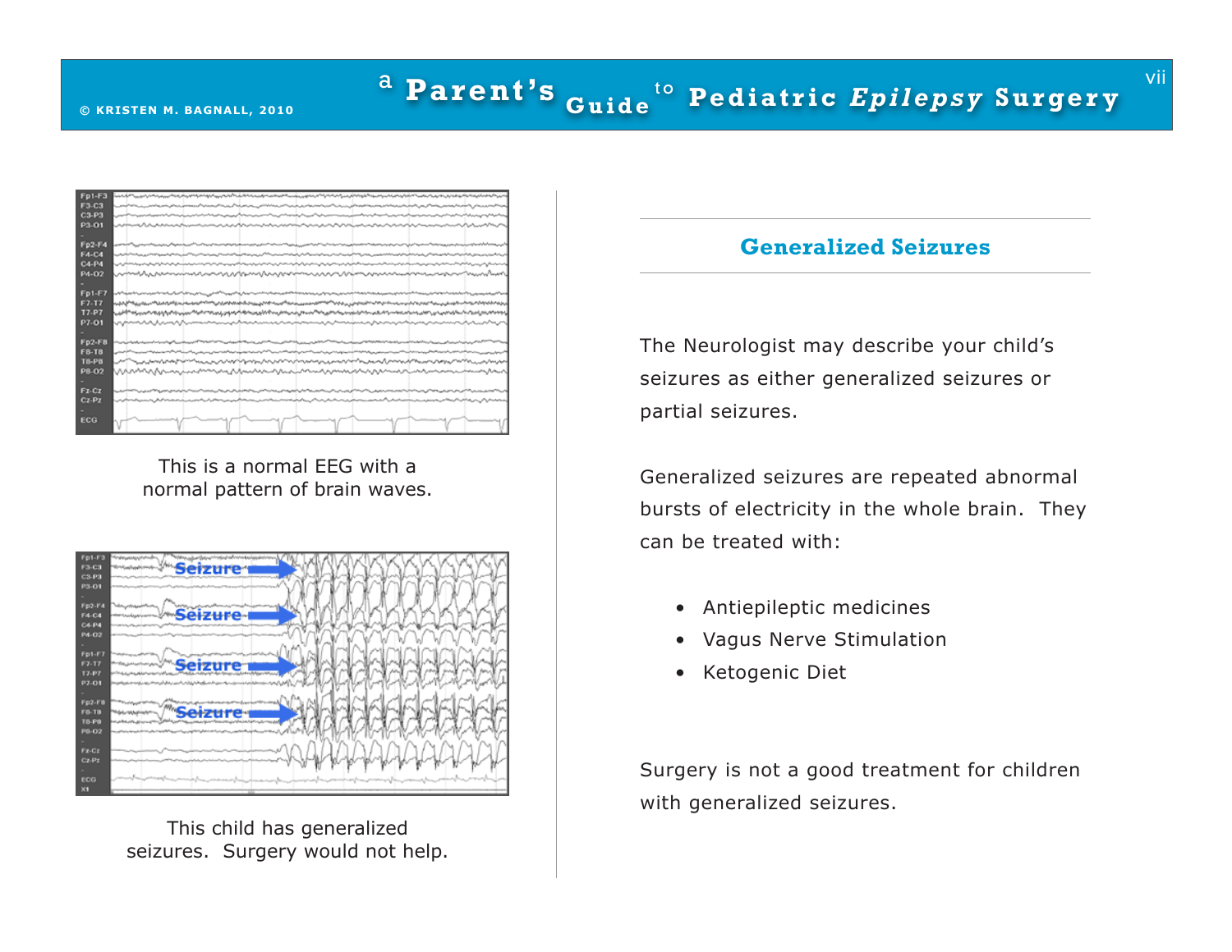This is a normal EEG with a normal pattern of brain waves.

This child has generalized seizures. Surgery would not help.

## Generalized Seizures

The Neurologist may describe your child's seizures as either generalized seizures or partial seizures.

Generalized seizures are repeated abnormal bursts of electricity in the whole brain. They can be treated with:

- Antiepileptic medicines
- Vagus Nerve Stimulation
- Ketogenic Diet

Surgery is not a good treatment for children with generalized seizures.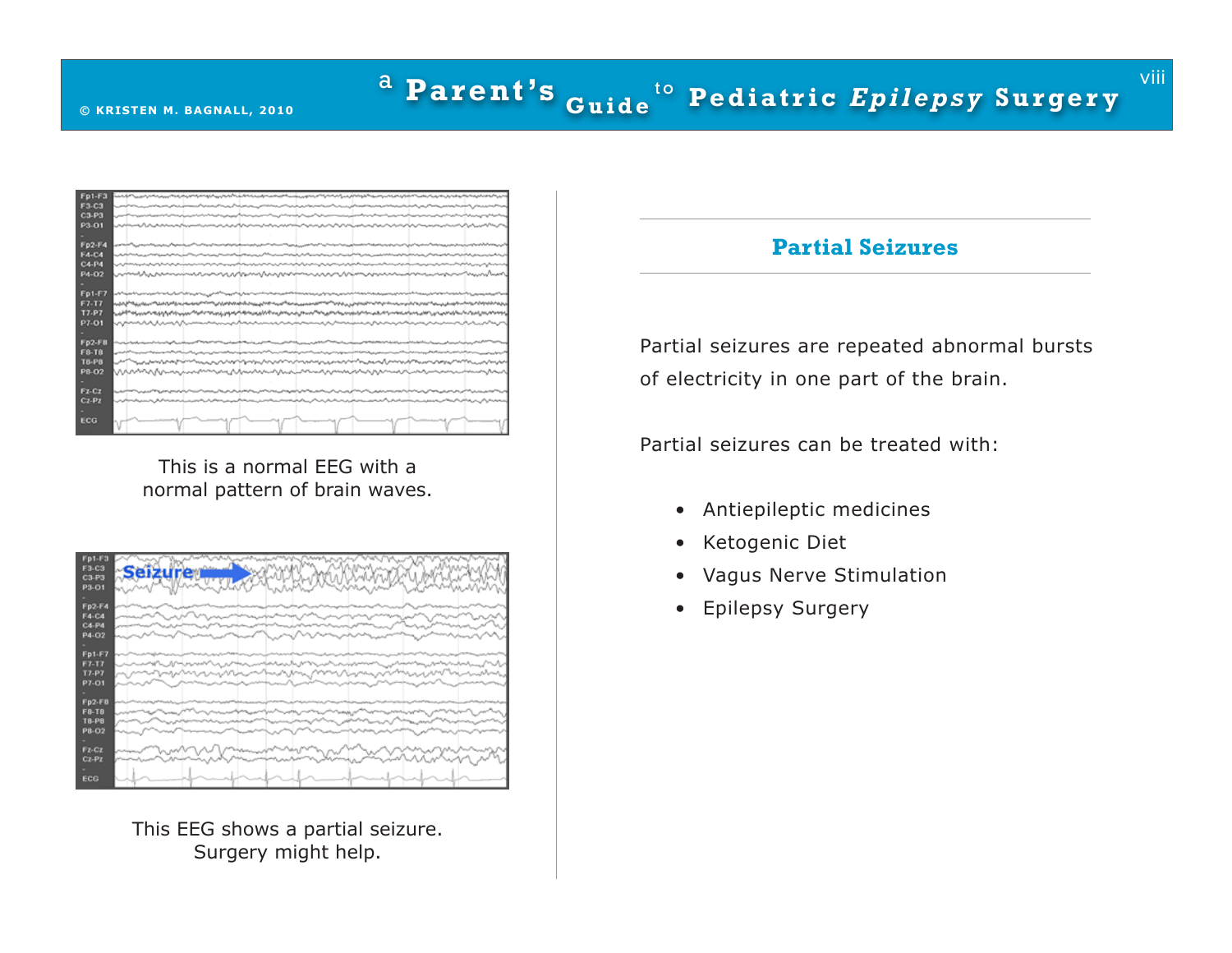This is a normal EEG with a normal pattern of brain waves.

This EEG shows a partial seizure. Surgery might help.

## Partial Seizures

Partial seizures are repeated abnormal bursts of electricity in one part of the brain.

Partial seizures can be treated with:

- Antiepileptic medicines
- Ketogenic Diet
- Vagus Nerve Stimulation
- Epilepsy Surgery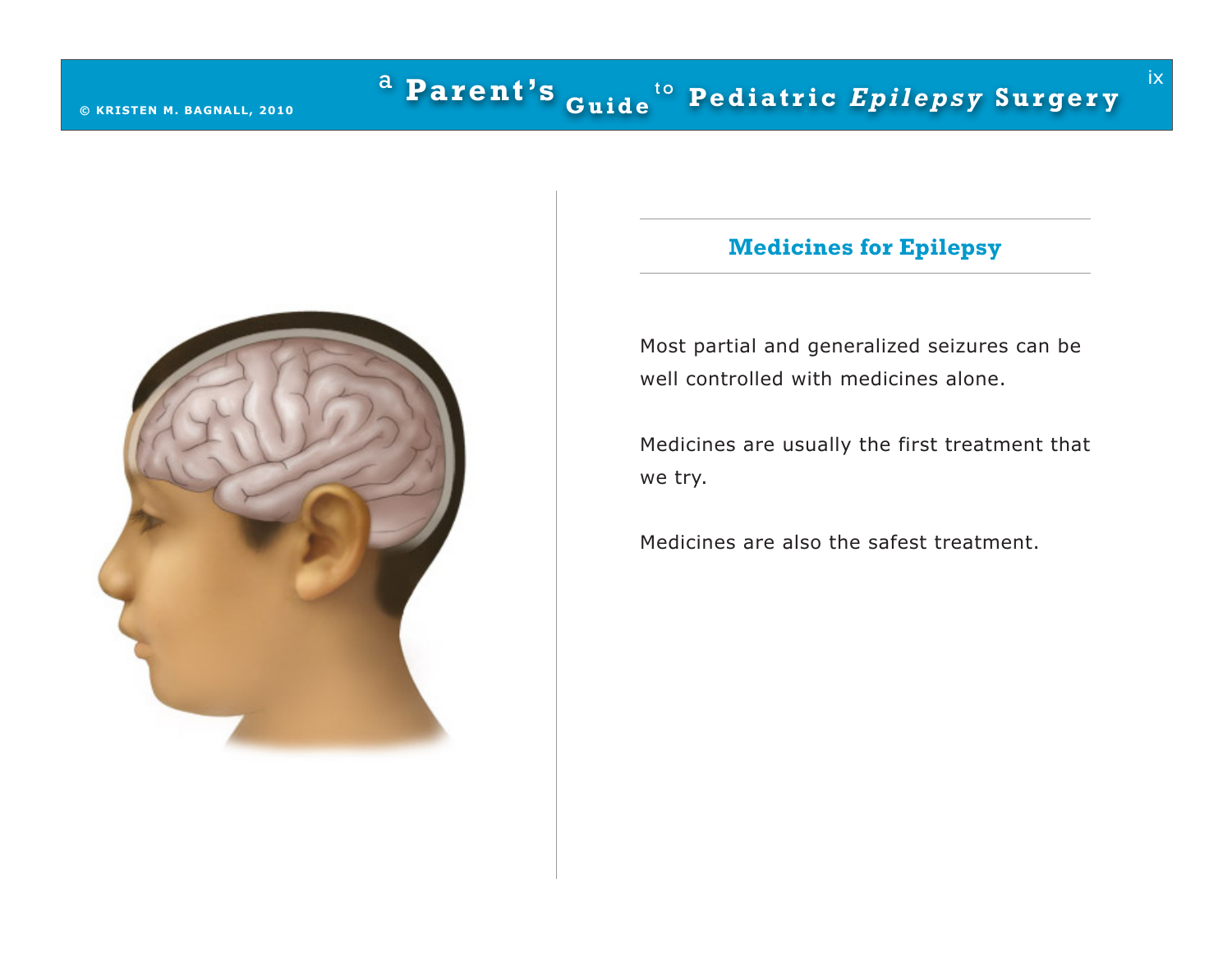## Medicines for Epilepsy

Most partial and generalized seizures can be well controlled with medicines alone.

Medicines are usually the first treatment that we try.

Medicines are also the safest treatment.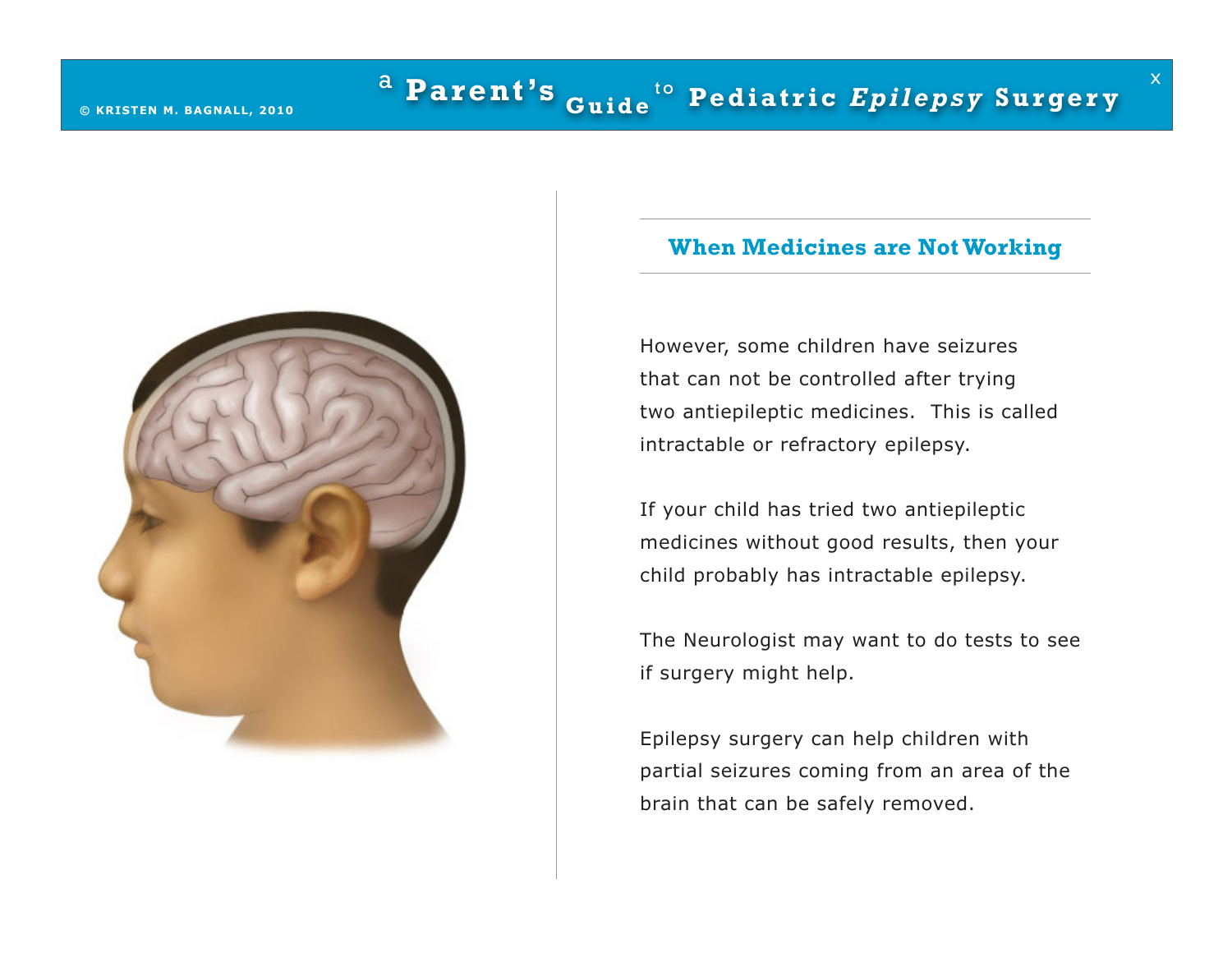## When Medicines are Not Working

However, some children have seizures that can not be controlled after trying two antiepileptic medicines. This is called intractable or refractory epilepsy.

If your child has tried two antiepileptic medicines without good results, then your child probably has intractable epilepsy.

The Neurologist may want to do tests to see if surgery might help.

Epilepsy surgery can help children with partial seizures coming from an area of the brain that can be safely removed.